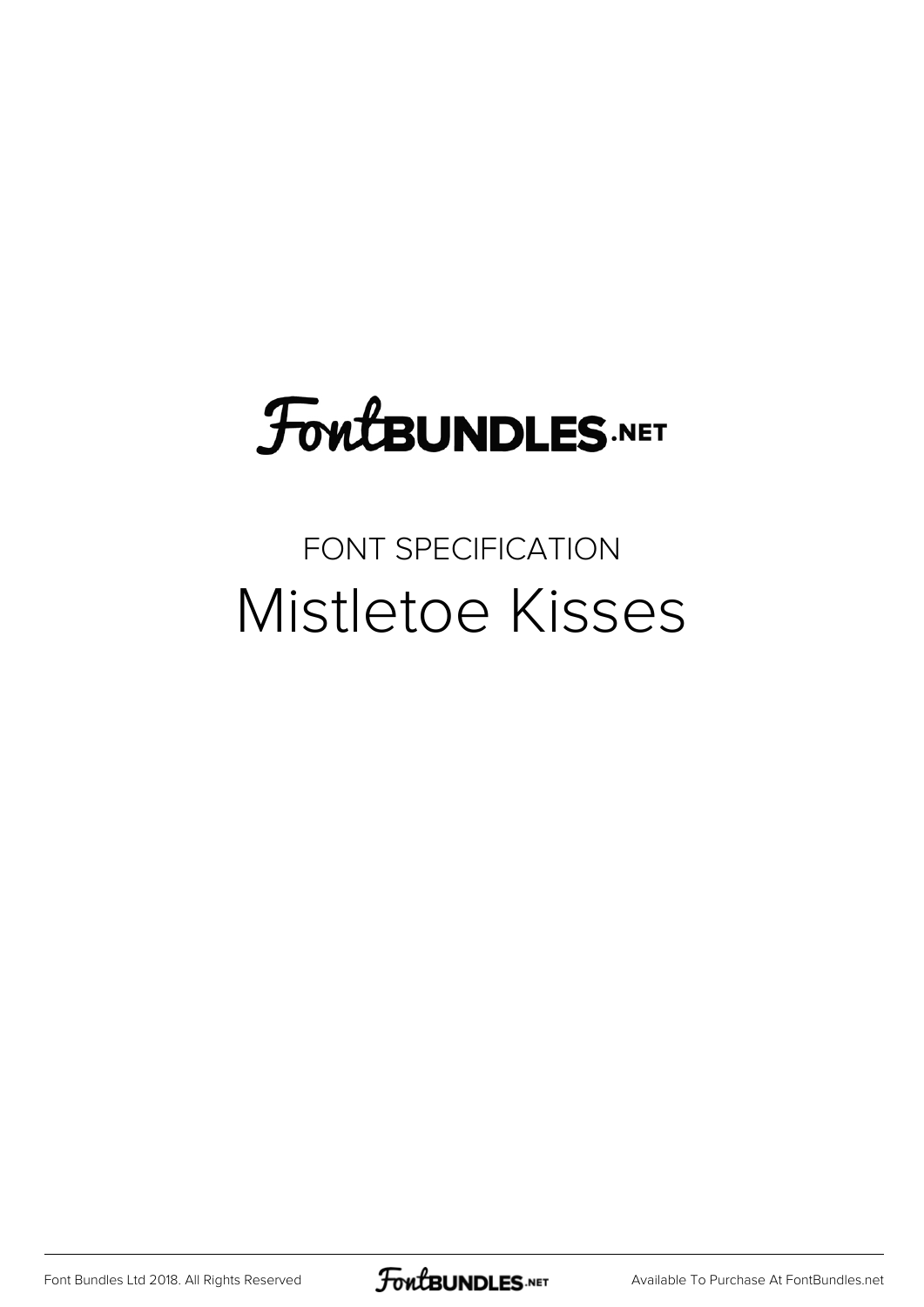FontBUNDLES.NET

FONT SPECIFICATION

# Mistletoe Kisses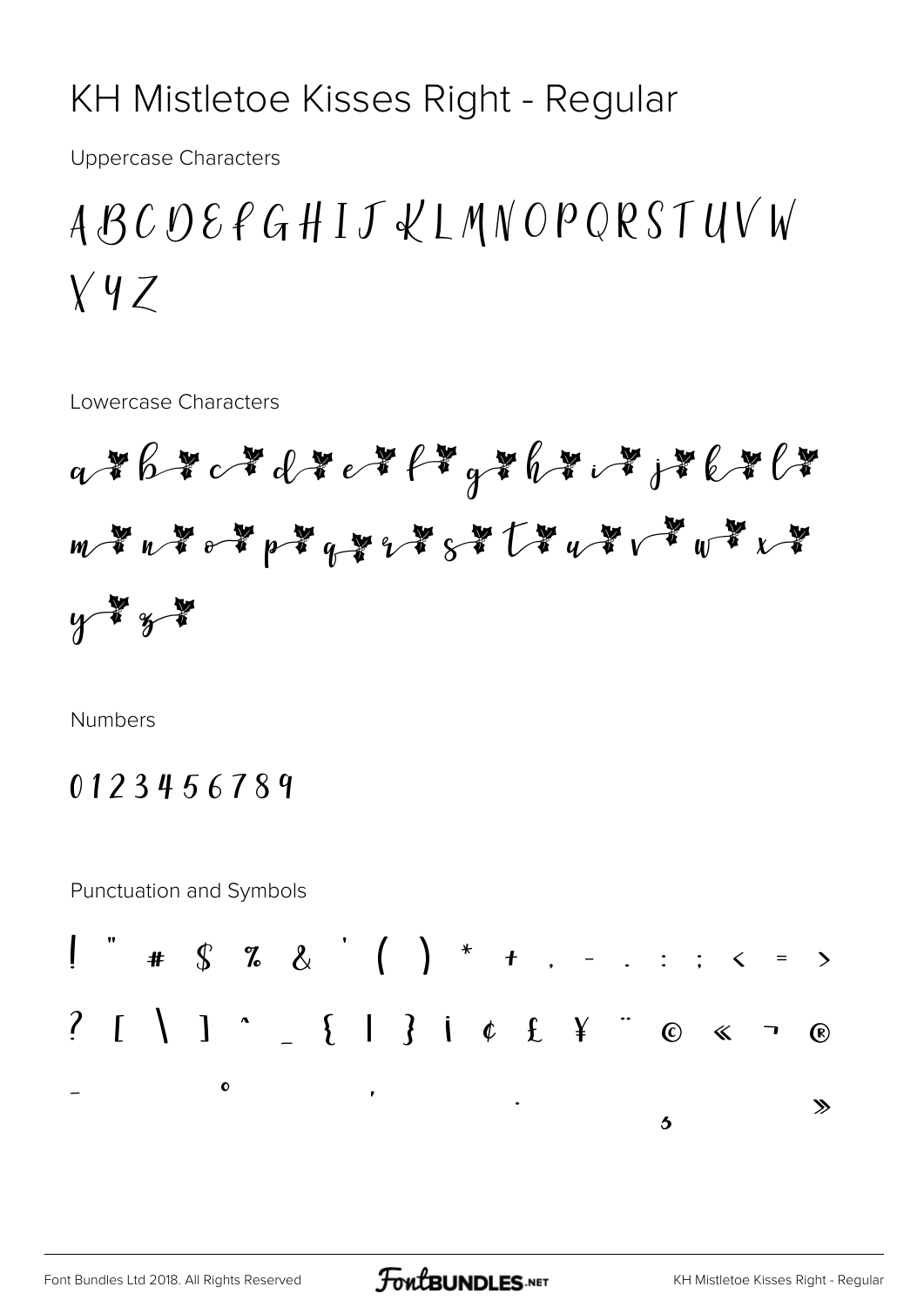# KH Mistletoe Kisses Right - Regular

Uppercase Characters

A B C D E F G H I J K L M N O P Q R S T U V W X Y Z

Lowercase Characters

a b c d e f g h i j k l m n o p q r s t u v w x y z

Numbers

0 1 2 3 4 5 6 7 8 9

Punctuation and Symbols

! " # $ % & ' ( ) * + , - . : ; < = >

? [ \ ] ^ _ { | } ¡ ¢ £ ¥ ¨ © « ¬ ®

¯ ° ´ · ¸ »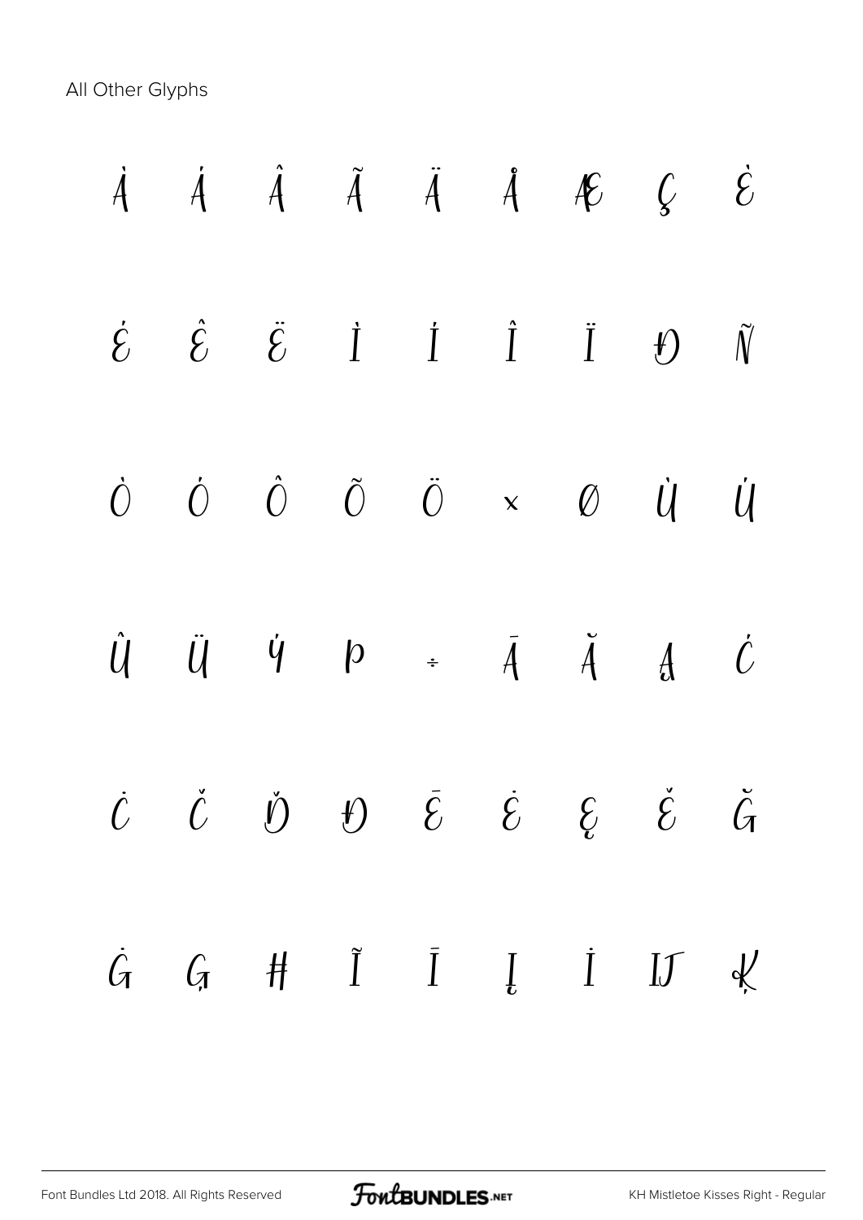All Other Glyphs

À Á Â Ã Ä Å Æ Ç È

É Ê Ë Ì Í Î Ï Ð Ñ

Ò Ó Ô Õ Ö × Ø Ù Ú

Û Ü Ý Þ ÷ Ā Ă Ą Ć

Ċ Č Ď Đ Ē Ė Ę Ě Ğ

Ġ Ģ Ħ Ĩ Ī Į İ Ĳ Ķ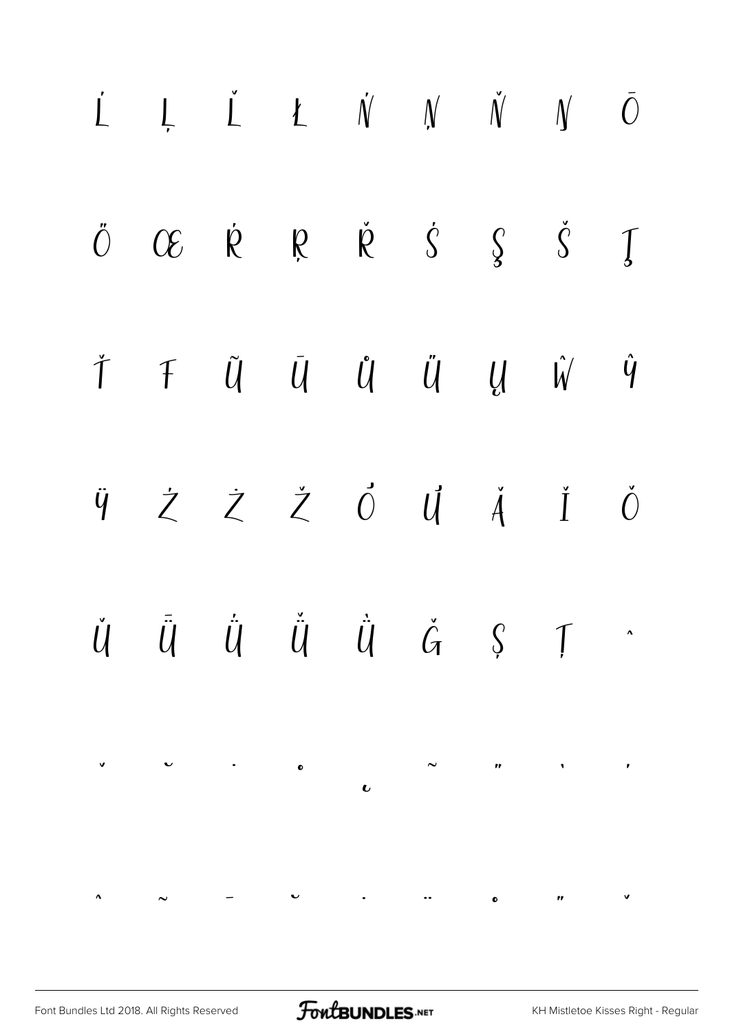Ŀ Ļ Ľ Ł Ń Ņ Ň Ŋ Ō

Ő Œ Ŕ Ŗ Ř Ś Ş Š Ţ

Ť Ŧ Ũ Ū Ů Ű Ų Ŵ Ŷ

Ÿ Ź Ż Ž Ơ Ư Ǎ Ǐ Ǒ

Ǔ Ǖ Ǘ Ǚ Ǜ Ǧ Ș Ț ˆ

ˇ ˘ ˙ ˚ ˛ ˜ ˝ ̀ ́

̂ ̃ ̄ ̆ ̇ ̈ ̊ ̋ ̌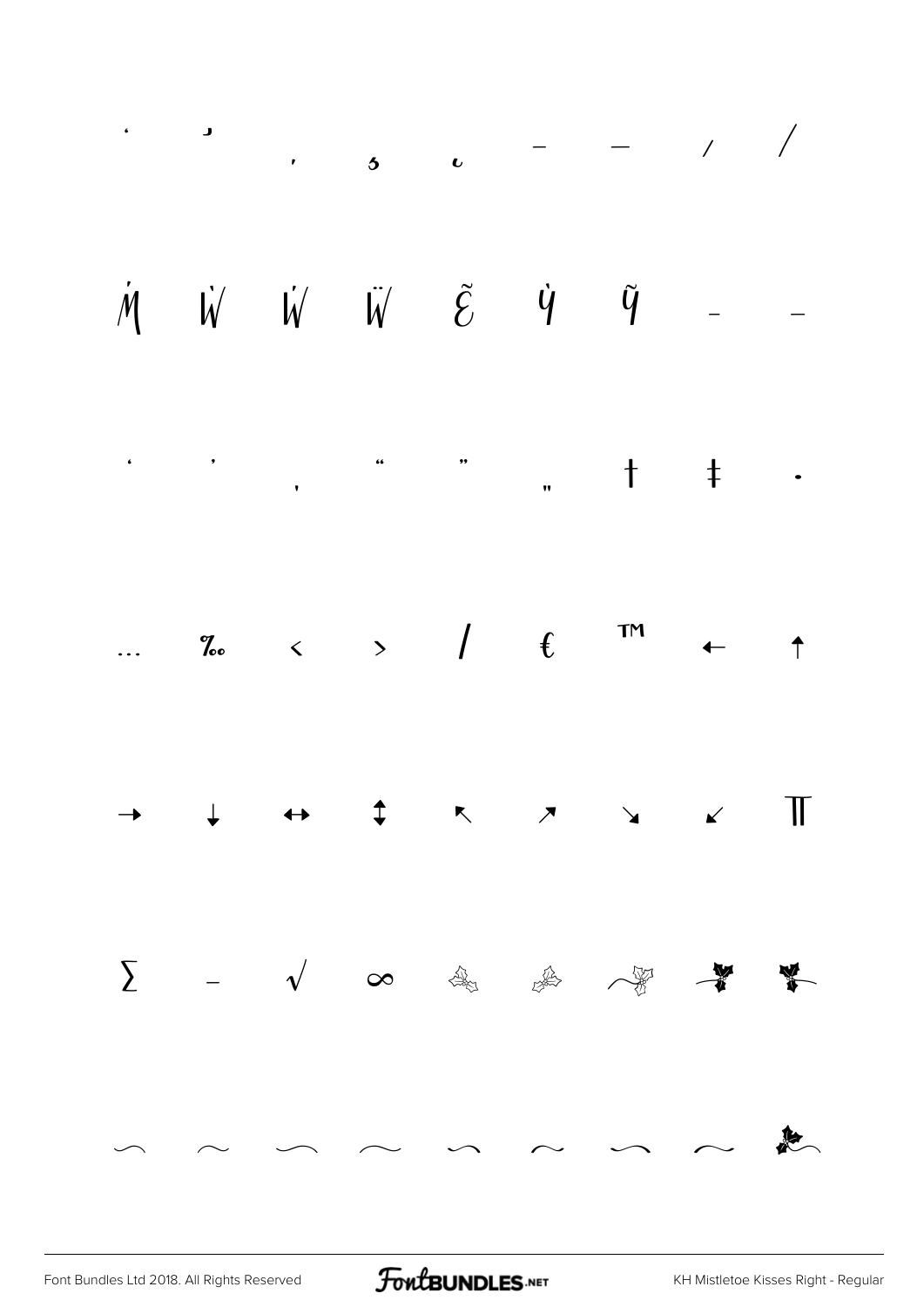˙ ˛ ̦ ̧ ̨ – — ⁄ /

Ṁ Ẁ Ẃ Ẅ Ẽ Ỳ Ỹ – –

' ' ‚ " " „ † ‡ •

… ‰ ‹ › ⁄ € ™ ← ↑

→ ↓ ↔ ↕ ↖ ↗ ↘ ↙ ∏

∑ − √ ∞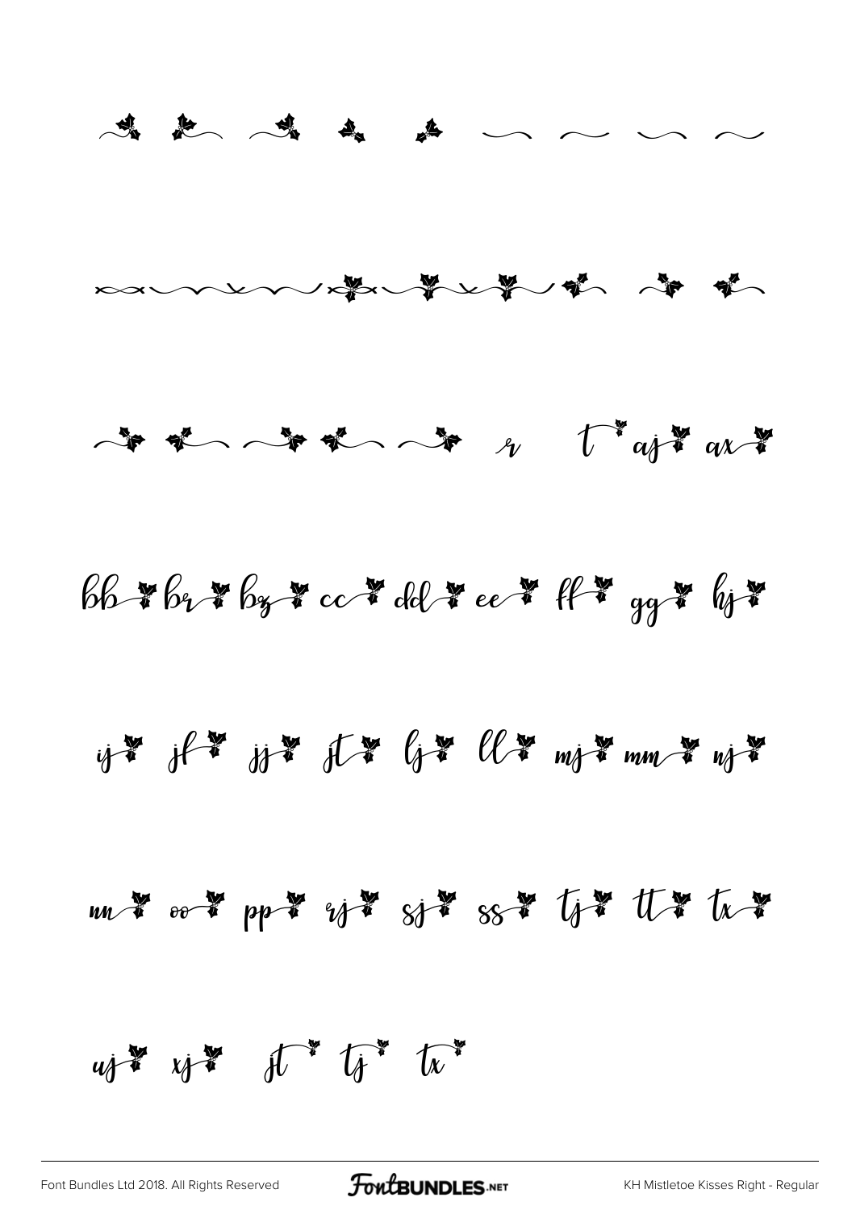bb br bz cc dd ee ff gg hj

ij jf jj jt lj ll mj mm nj

nn oo pp rj sj ss tj tt tx

uj xj jt tj tx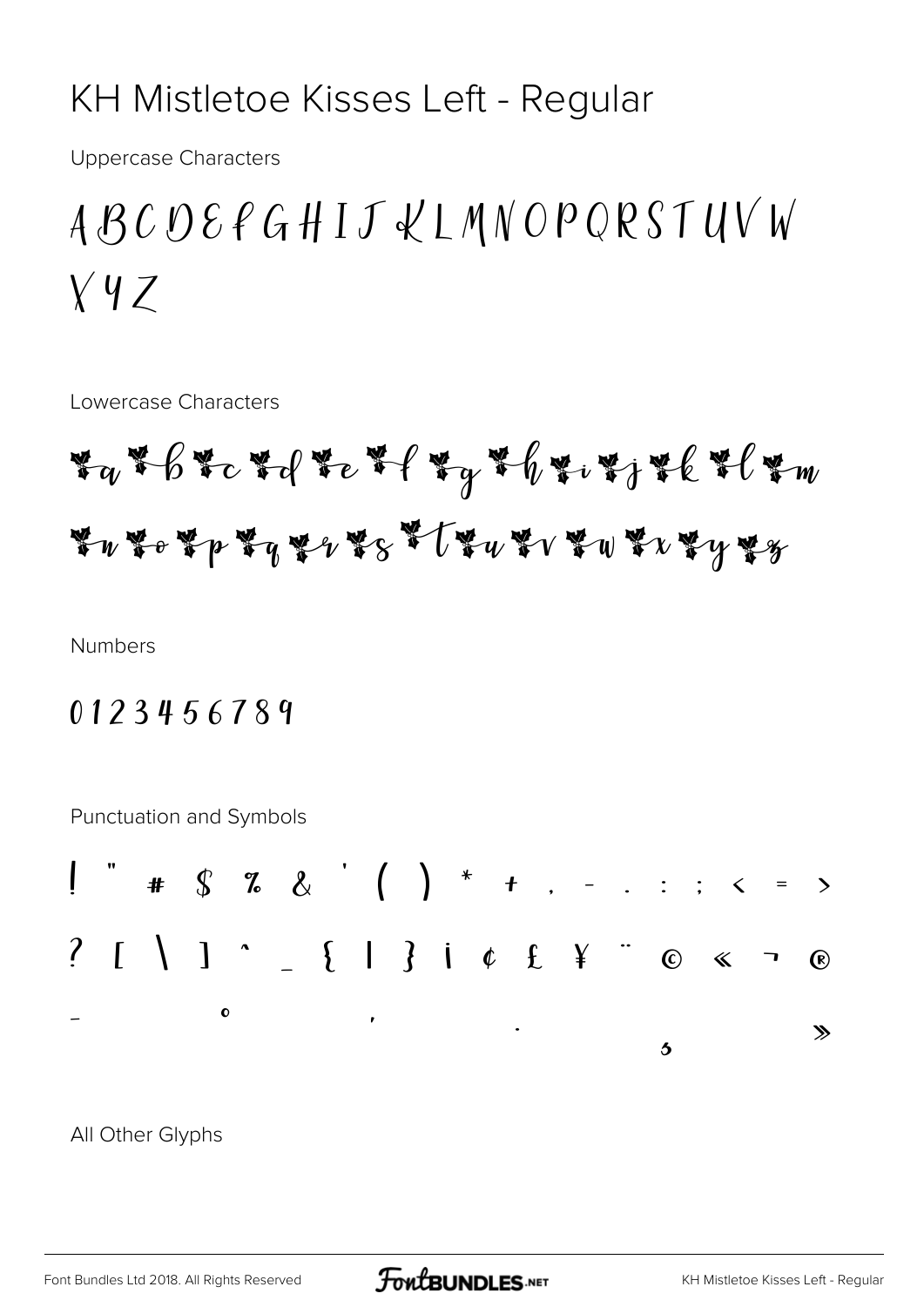# KH Mistletoe Kisses Left - Regular

Uppercase Characters

A B C D E F G H I J K L M N O P Q R S T U V W X Y Z

Lowercase Characters

a b c d e f g h i j k l m n o p q r s t u v w x y z

Numbers

0 1 2 3 4 5 6 7 8 9

Punctuation and Symbols

! " # $ % & ' ( ) * + , - . : ; < = >

? [ \ ] ^ _ { | } ¡ ¢ £ ¥ ¨ © « ¬ ®

¯ ° ´ · ¸ »

All Other Glyphs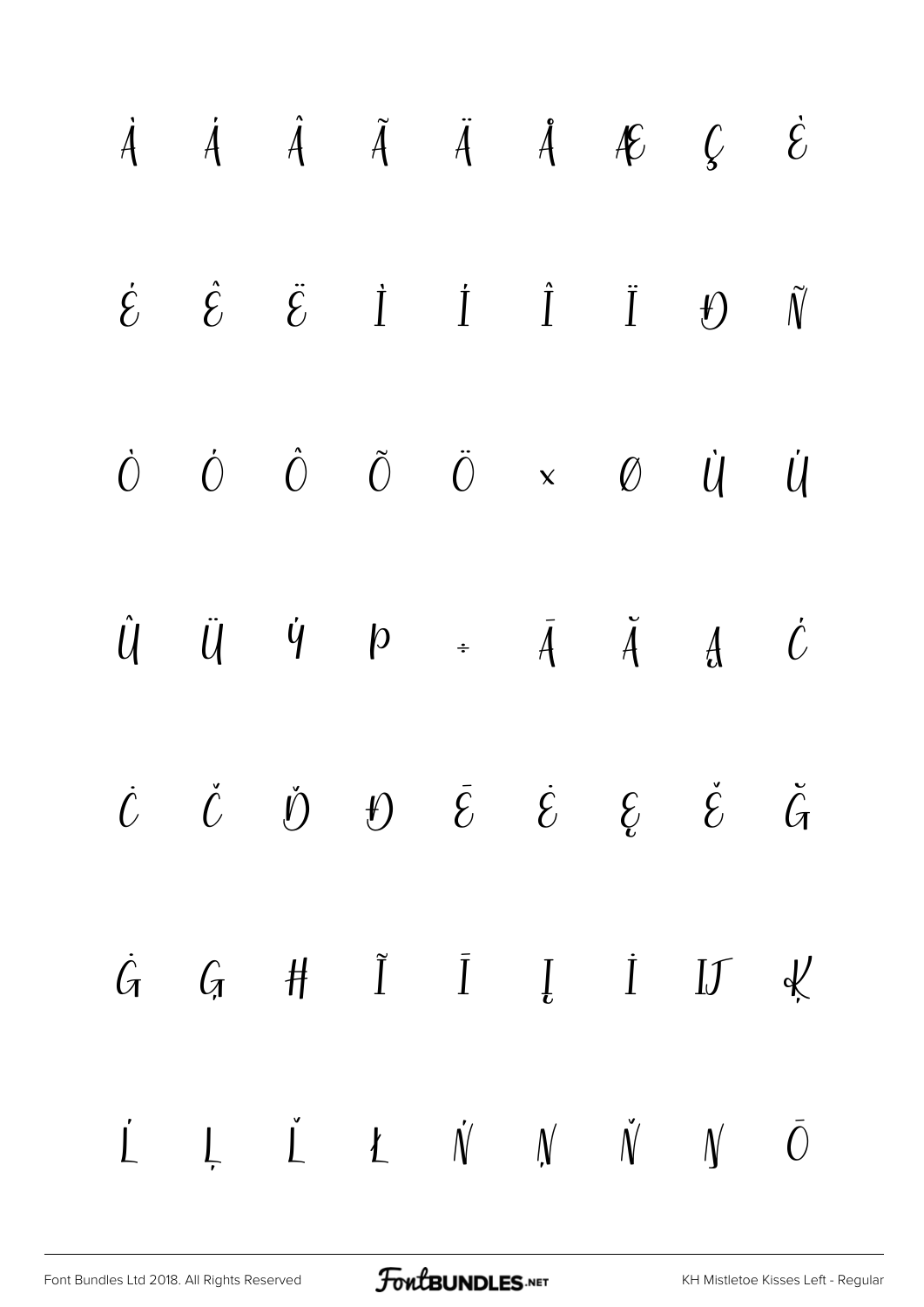À Á Â Ã Ä Å Æ Ç È

É Ê Ë Ì Í Î Ï Ð Ñ

Ò Ó Ô Õ Ö × Ø Ù Ú

Û Ü Ý Þ ÷ Ā Ă Ą Ć

Ċ Č Ď Đ Ē Ė Ę Ě Ğ

Ġ Ģ Ħ Ĩ Ī Į İ Ĳ Ķ

Ĺ Ļ Ľ Ł Ń Ņ Ň Ŋ Ō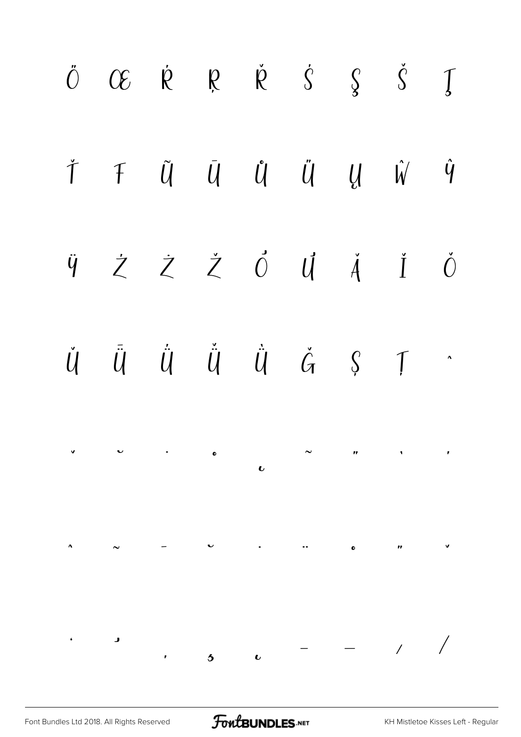Ő Œ Ŕ Ŗ Ř Ś Ş Š Ţ

Ť Ŧ Ũ Ū Ů Ű Ų Ŵ Ŷ

Ÿ Ź Ż Ž Ơ Ư Ǎ Ǐ Ǒ

Ǔ Ǖ Ǘ Ǚ Ǜ Ǧ Ș Ț ˆ

ˇ ˘ ˙ ˚ ˛ ˜ ˝ ̀ ́

̂ ̃ ̄ ̆ ̇ ̈ ̊ ̋ ̌

̒ ̦ ̦ ̧ ̨ – — ⁄ ∕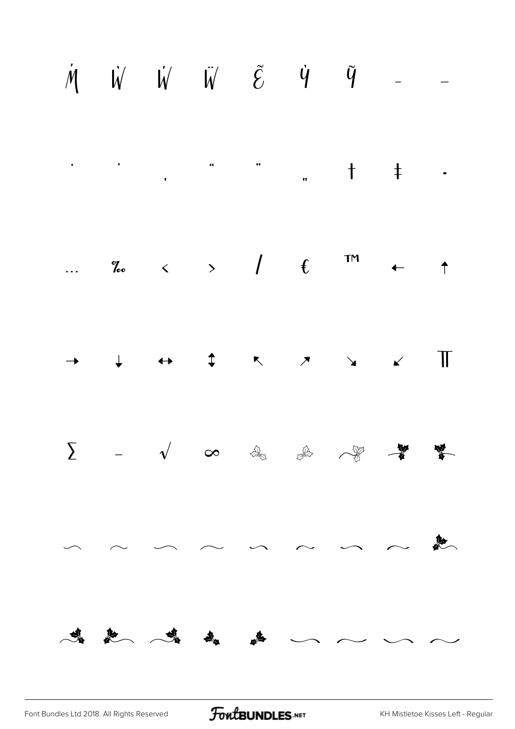Ṁ Ẁ Ẃ Ẅ Ẽ Ỳ Ỹ – —

‘ ’ ‚ “ ” „ † ‡ •

… ‰ ‹ › ⁄ € ™ ← ↑

→ ↓ ↔ ↕ ↖ ↗ ↘ ↙ ∏

∑ − √ ∞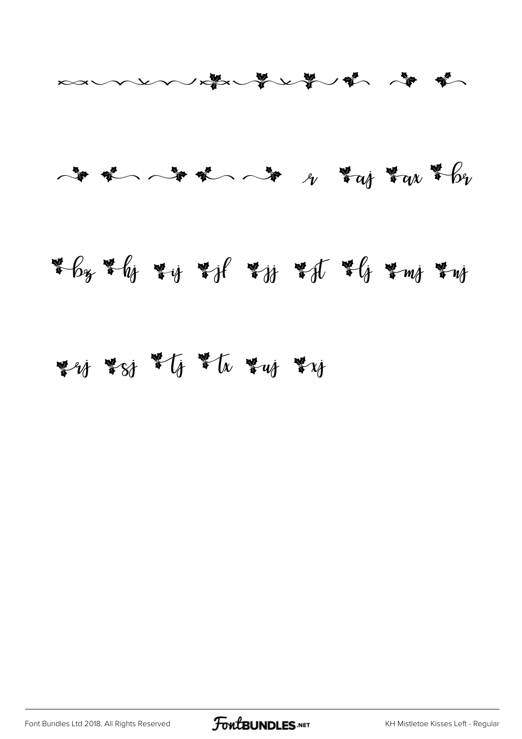r aj ax br

bz hj ij jf jj jt lj mj nj

rj sj tj tx uj xj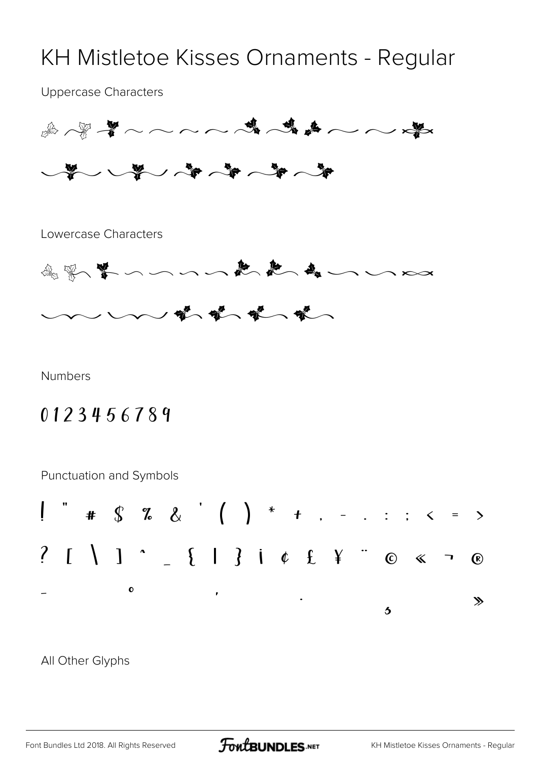# KH Mistletoe Kisses Ornaments - Regular

Uppercase Characters

Lowercase Characters

Numbers

0 1 2 3 4 5 6 7 8 9

Punctuation and Symbols

! " # $ % & ' ( ) * + , - . : ; < = >

? [ \ ] ^ _ { | } ¡ ¢ £ ¥ ¨ © « ¬ ®

- ° ´ · ¸ »

All Other Glyphs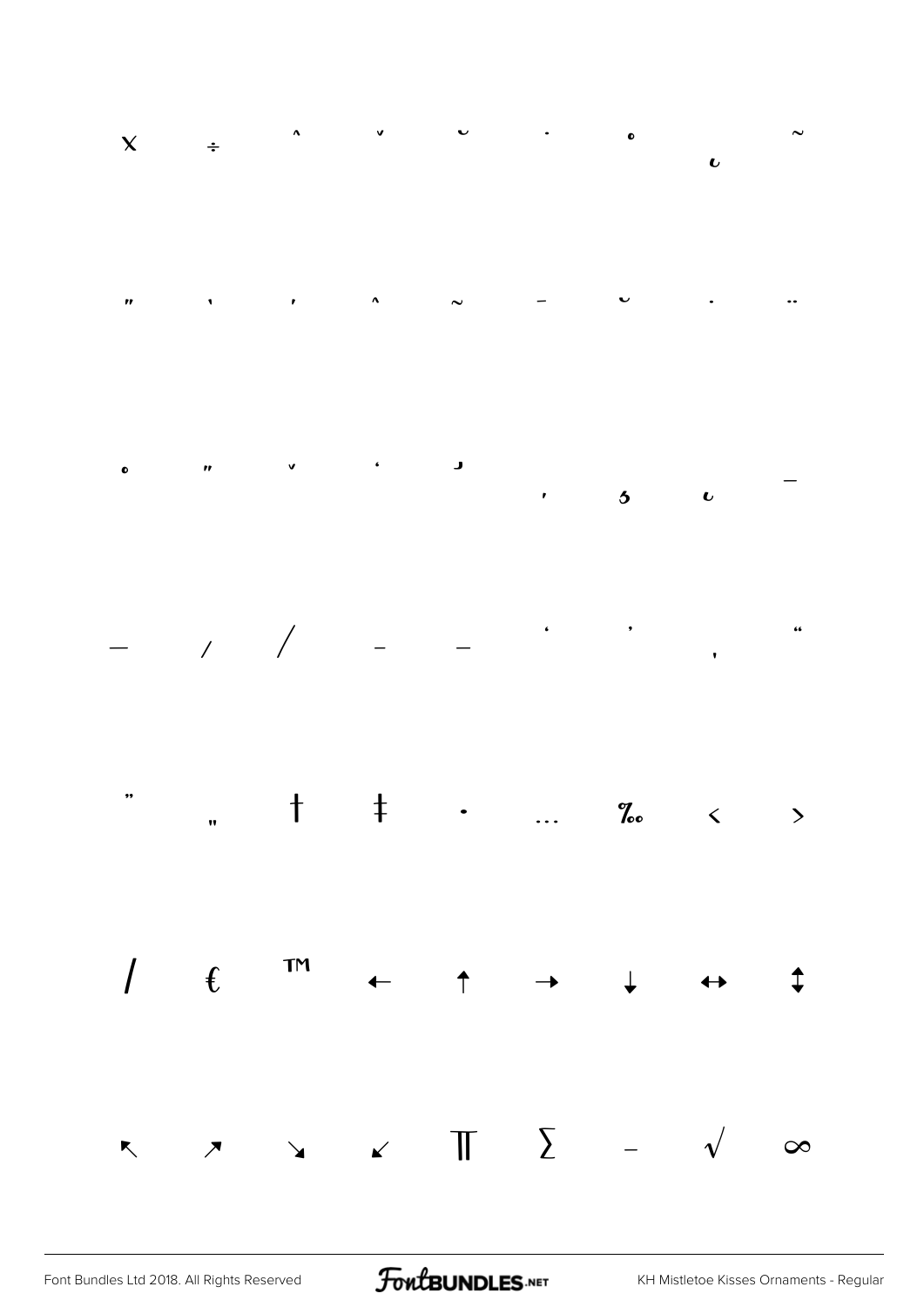× ÷ ˆ ˇ ˘ ˙ ˚ ˛ ˜

˝ ˋ ˊ ˆ ˜ ˉ ˘ ˙ ¨

˚ ˝ ˇ ‘ ʾ , ̦ ¸ ¯

— ⁄ ∕ – – ‘ ’ ‚ “

” „ † ‡ • … ‰ ‹ ›

/ € ™ ← ↑ → ↓ ↔ ↕

↖ ↗ ↘ ↙ ∏ ∑ − √ ∞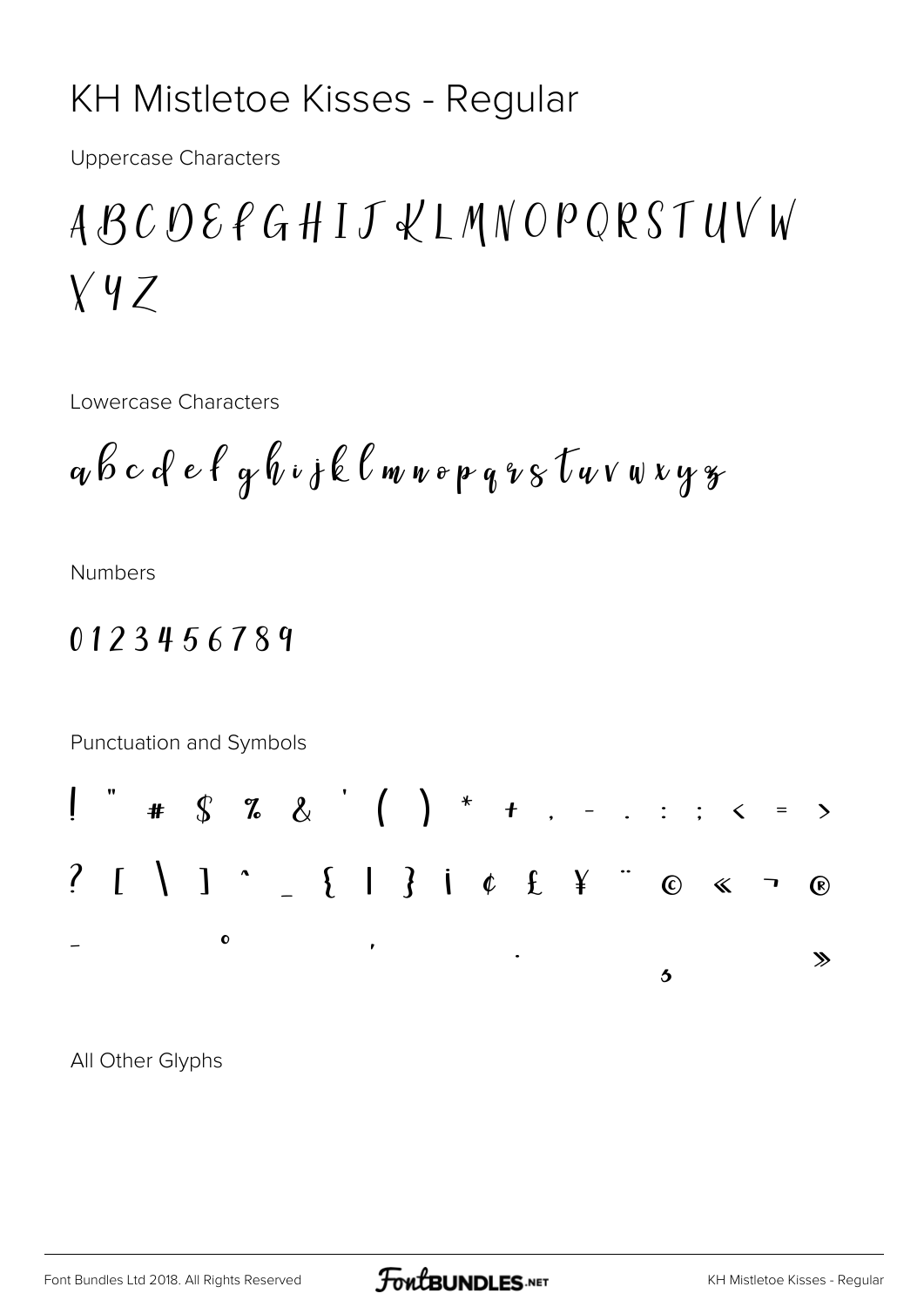# KH Mistletoe Kisses - Regular

Uppercase Characters

A B C D E F G H I J K L M N O P Q R S T U V W X Y Z

Lowercase Characters

a b c d e f g h i j k l m n o p q r s t u v w x y z

Numbers

0 1 2 3 4 5 6 7 8 9

Punctuation and Symbols

! " # $ % & ' ( ) * + , - . : ; < = >

? [ \ ] ^ _ { | } ¡ ¢ £ ¥ ¨ © « ¬ ®

¯ ° ´ · ¸ »

All Other Glyphs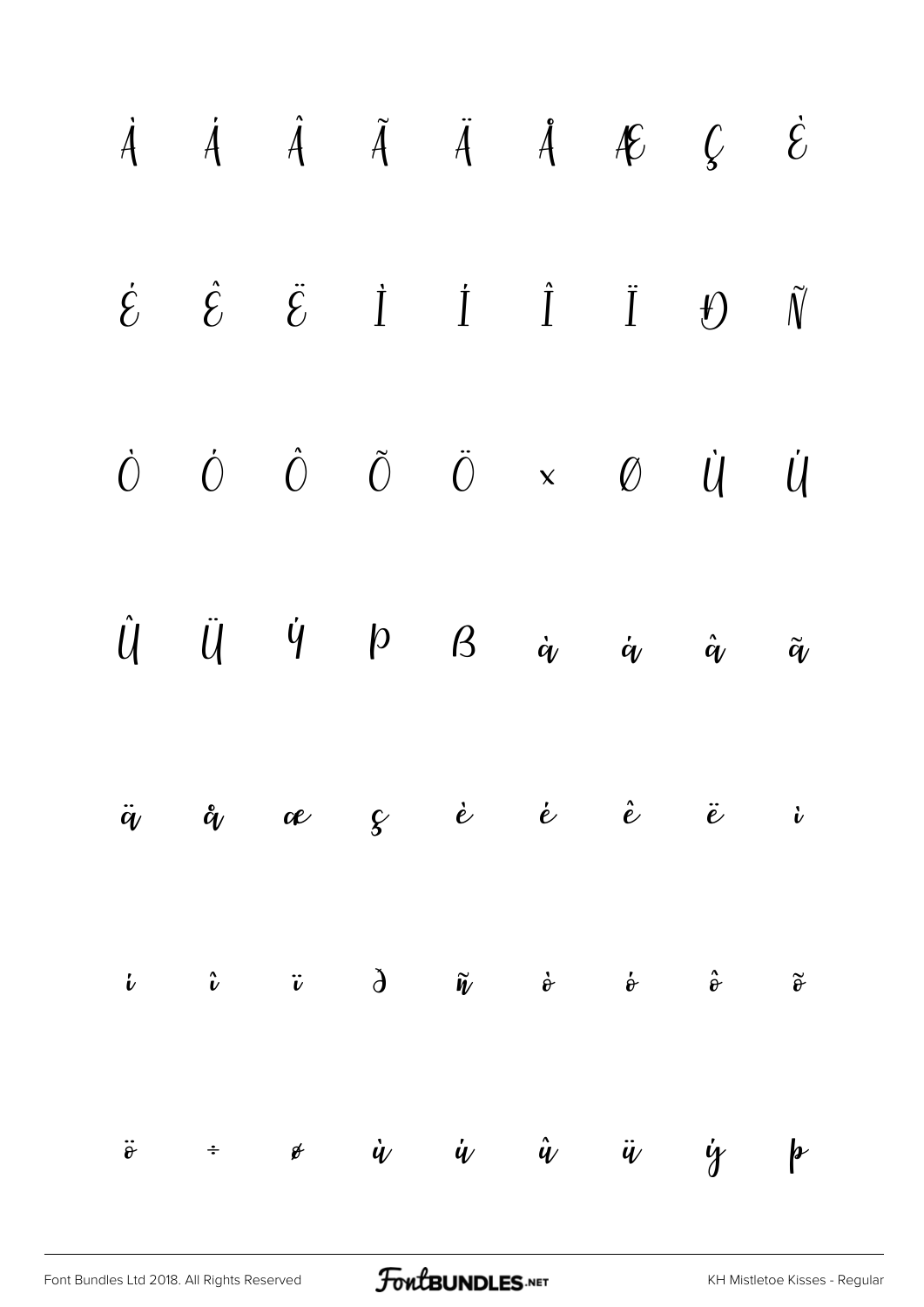À Á Â Ã Ä Å Æ Ç È

É Ê Ë Ì Í Î Ï Ð Ñ

Ò Ó Ô Õ Ö × Ø Ù Ú

Û Ü Ý Þ ß à á â ã

ä å æ ç è é ê ë ì

í î ï ð ñ ò ó ô õ

ö ÷ ø ù ú û ü ý þ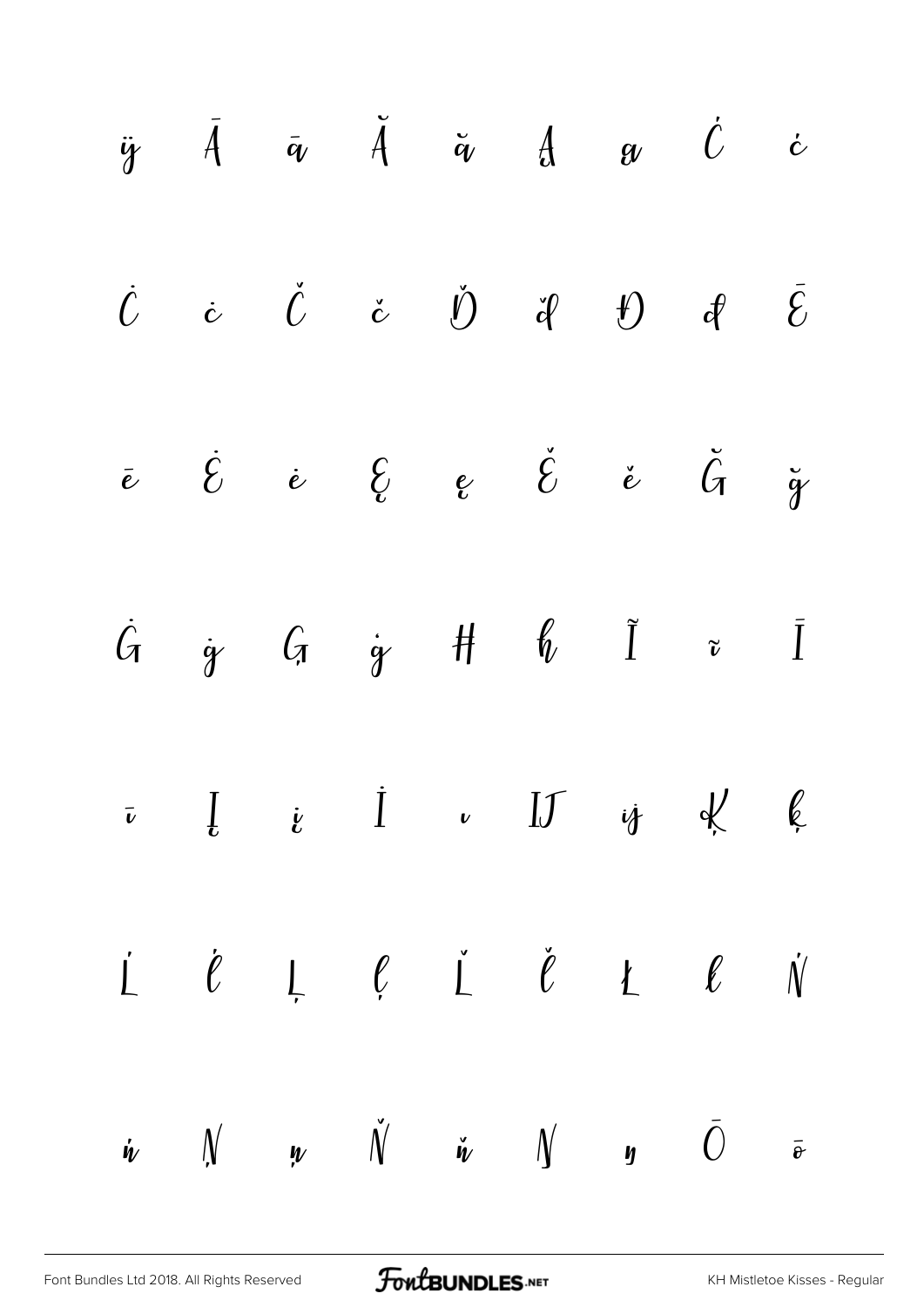ÿ Ā ā Ă ă Ą ą Ć ć

Ċ ċ Č č Ď ď Đ đ Ē

ē Ė ė Ę ę Ě ě Ğ ğ

Ġ ġ Ģ ģ Ħ ħ Ĩ ĩ Ī

ī Į į İ ı Ĳ ĳ Ķ ķ

Ĺ ĺ Ļ ļ Ľ ľ Ł ł Ń

ń Ņ ņ Ň ň Ŋ ŋ Ō ō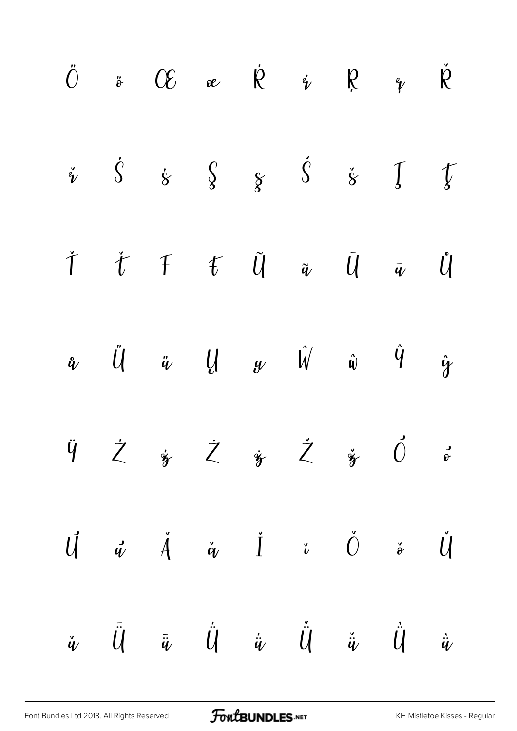Ő ő Œ œ Ŕ ŕ Ŗ ŗ Ř

ř Ś ś Ş ş Š š Ţ ţ

Ť ť Ŧ ŧ Ũ ũ Ū ū Ů

ů Ű ű Ų ų Ŵ ŵ Ŷ ŷ

Ÿ Ź ź Ż ż Ž ž Ơ ơ

Ư ư Ǎ ǎ Ǐ ǐ Ǒ ǒ Ǔ

ǔ Ǖ ǖ Ǘ ǘ Ǚ ǚ Ǜ ǜ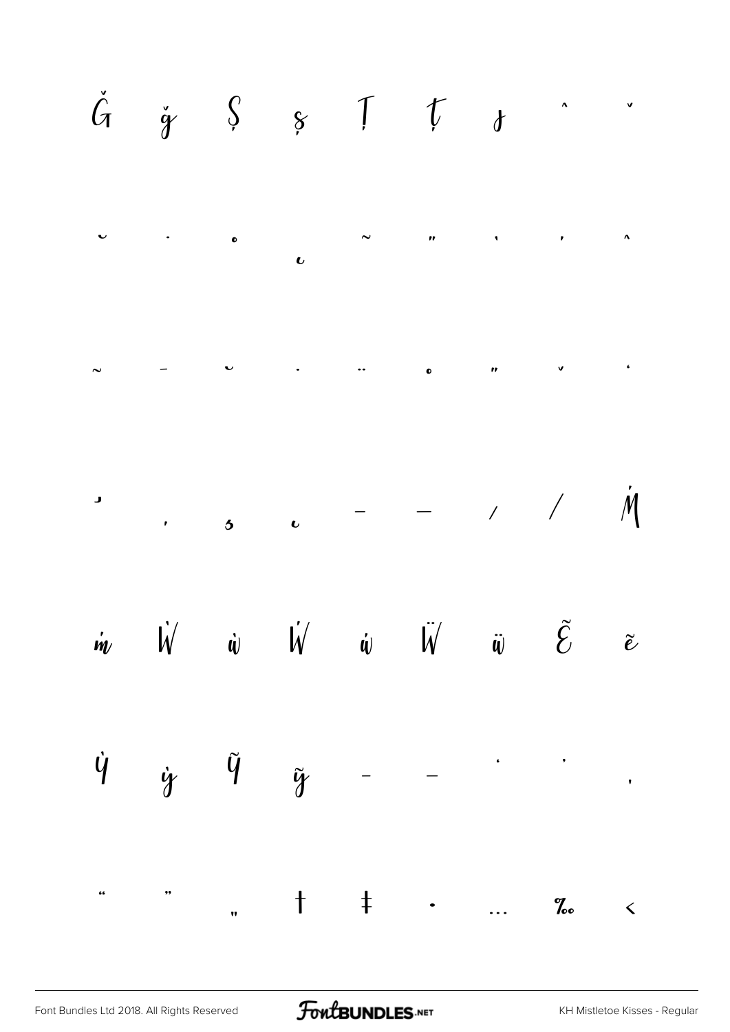Ğ ğ Ş ş Ţ ţ ȷ ˆ ˇ

˘ ˙ ˚ ˛ ˜ ˝ ˋ ˊ ˆ

˜ ˉ ˘ ˙ ¨ ˚ ˝ ˇ ʻ

ʼ ̦ ̧ ̨ – — ⁄ ∕ Ṁ

ṁ Ẁ ẁ Ẃ ẃ Ẅ ẅ Ẽ ẽ

Ỳ ỳ Ỹ ỹ – — ‘ ’ ‚

“ ” „ † ‡ • … ‰ ‹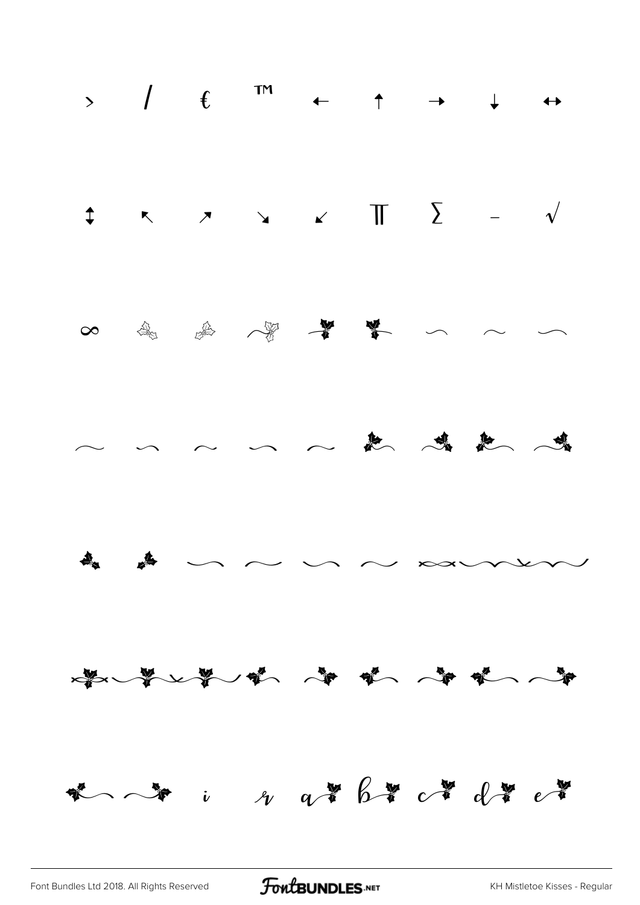› / € ™ ← ↑ → ↓ ↔

↕ ↖ ↗ ↘ ↙ ∏ ∑ – √

∞

i r a b c d e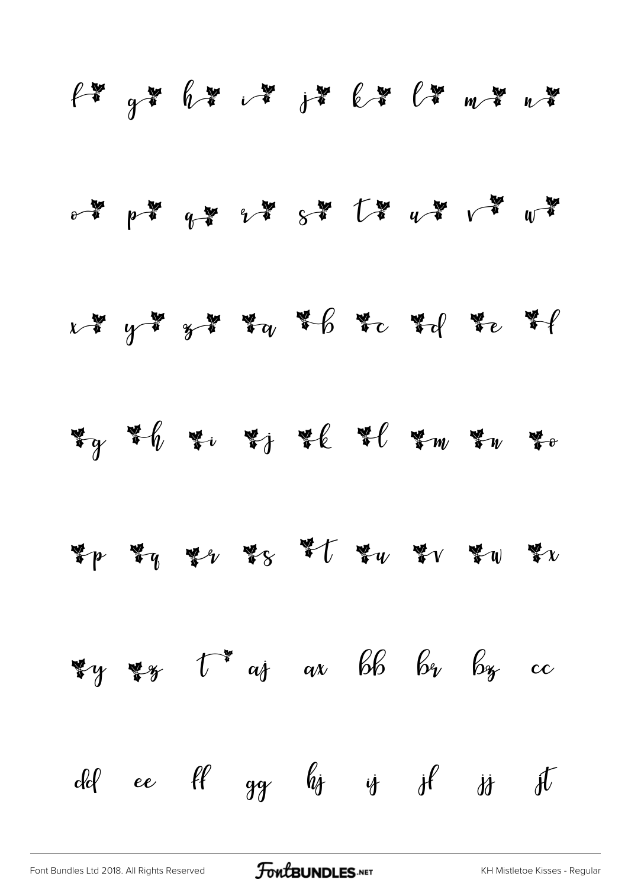f g h i j k l m n

o p q r s t u v w

x y z a b c d e f

g h i j k l m n o

p q r s t u v w x

y z t aj ax bb br bz cc

dd ee ff gg hj ij jf jj jt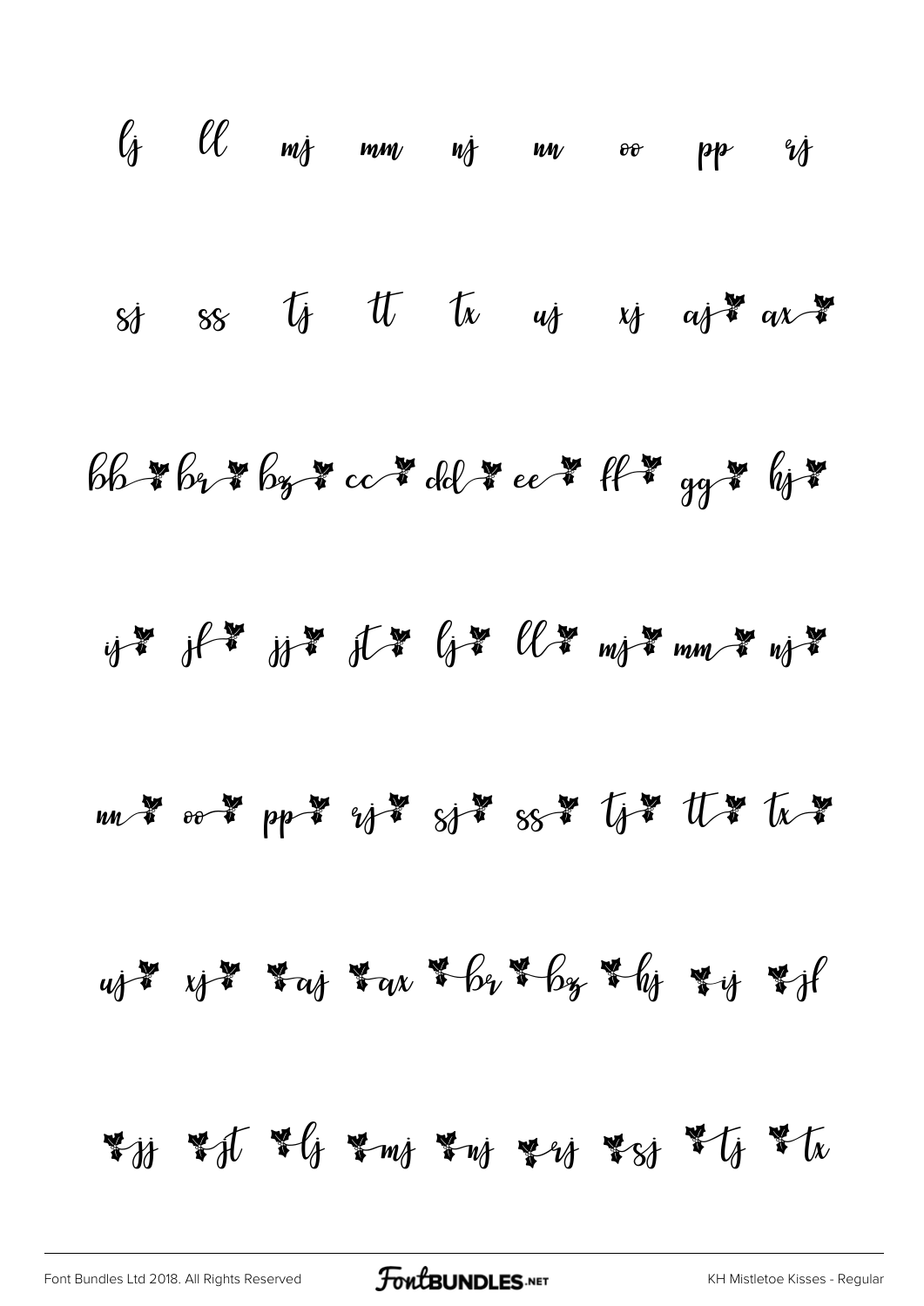lj ll mj mm nj nn oo pp rj

sj ss tj tt tx uj xj aj ax

bb br bz cc dd ee ff gg hj

ij jf jj jt lj ll mj mm nj

nn oo pp rj sj ss tj tt tx

uj xj aj ax br bz hj ij jf

jj jt lj mj nj rj sj tj tx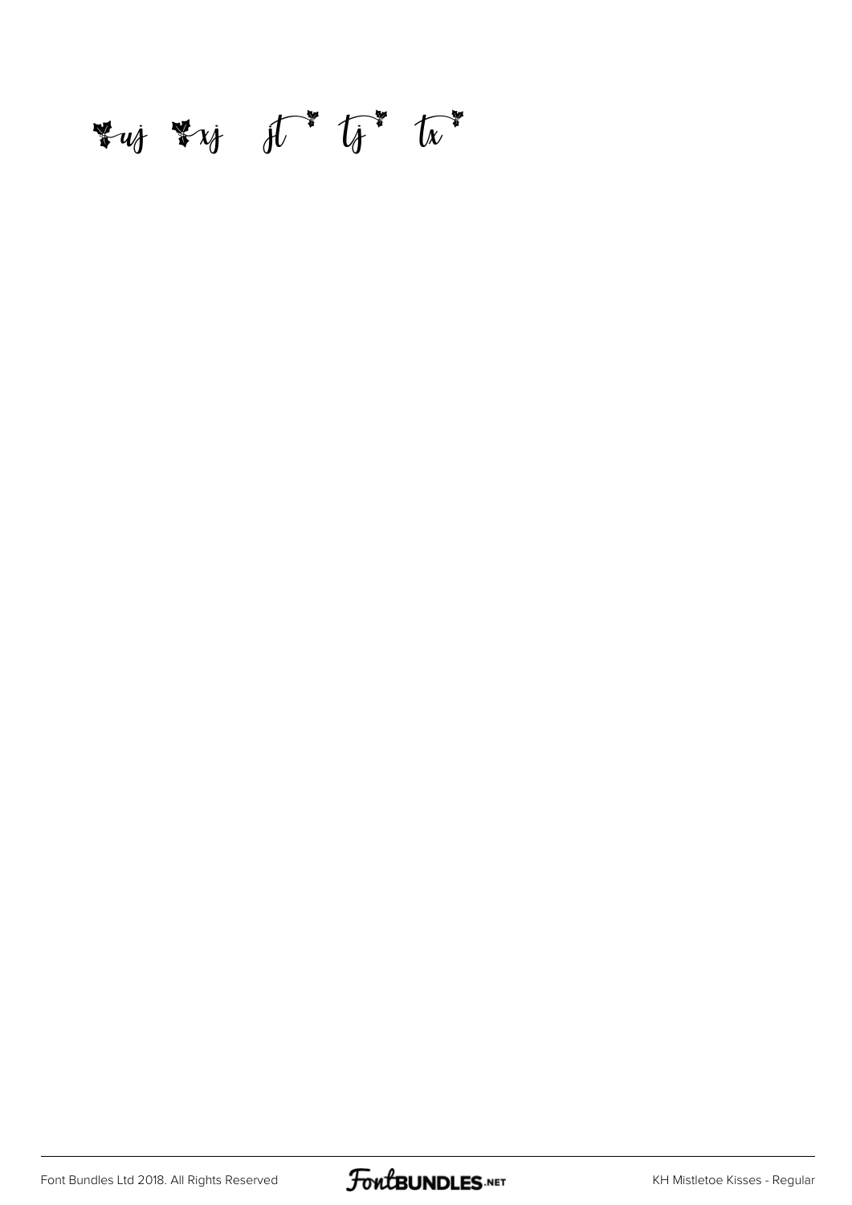uj xj jt tj tx